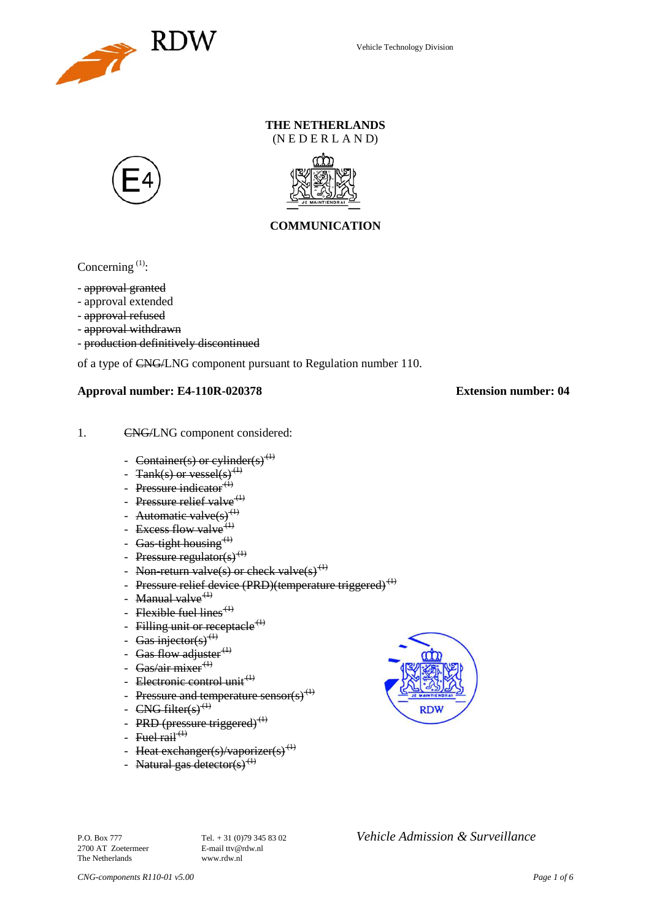Vehicle Technology Division

**THE NETHERLANDS**
(N E D E R L A N D)

E4

**COMMUNICATION**

Concerning [(1)]:

- ~~approval granted~~
- approval extended
- ~~approval refused~~
- ~~approval withdrawn~~
- ~~production definitively discontinued~~

of a type of ~~CNG/~~LNG component pursuant to Regulation number 110.

**Approval number: E4-110R-020378** **Extension number: 04**

1. ~~CNG/~~LNG component considered:

   - ~~Container(s) or cylinder(s)~~ ~~[(1)]~~
   - ~~Tank(s) or vessel(s)~~ ~~[(1)]~~
   - ~~Pressure indicator~~ ~~[(1)]~~
   - ~~Pressure relief valve~~ ~~[(1)]~~
   - ~~Automatic valve(s)~~ ~~[(1)]~~
   - ~~Excess flow valve~~ ~~[(1)]~~
   - ~~Gas-tight housing~~ ~~[(1)]~~
   - ~~Pressure regulator(s)~~ ~~[(1)]~~
   - ~~Non-return valve(s) or check valve(s)~~ ~~[(1)]~~
   - ~~Pressure relief device (PRD)(temperature triggered)~~ ~~[(1)]~~
   - ~~Manual valve~~ ~~[(1)]~~
   - ~~Flexible fuel lines~~ ~~[(1)]~~
   - ~~Filling unit or receptacle~~ ~~[(1)]~~
   - ~~Gas injector(s)~~ ~~[(1)]~~
   - ~~Gas flow adjuster~~ ~~[(1)]~~
   - ~~Gas/air mixer~~ ~~[(1)]~~
   - ~~Electronic control unit~~ ~~[(1)]~~
   - ~~Pressure and temperature sensor(s)~~ ~~[(1)]~~
   - ~~CNG filter(s)~~ ~~[(1)]~~
   - ~~PRD (pressure triggered)~~ ~~[(1)]~~
   - ~~Fuel rail~~ ~~[(1)]~~
   - ~~Heat exchanger(s)/vaporizer(s)~~ ~~[(1)]~~
   - ~~Natural gas detector(s)~~ ~~[(1)]~~

P.O. Box 777
2700 AT Zoetermeer
The Netherlands

Tel. + 31 (0)79 345 83 02
E-mail ttv@rdw.nl
www.rdw.nl

*Vehicle Admission & Surveillance*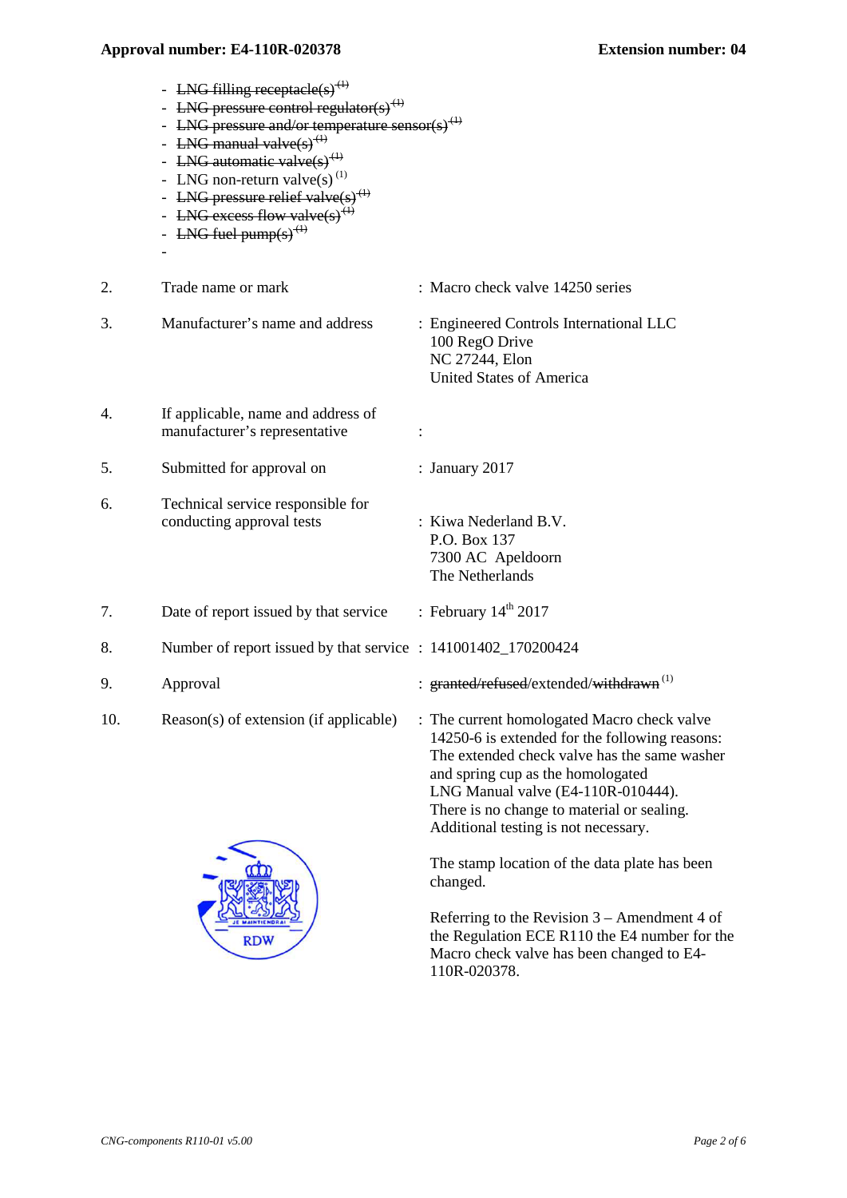- ~~LNG filling receptacle(s)~~ (1)
- ~~LNG pressure control regulator(s)~~ (1)
- ~~LNG pressure and/or temperature sensor(s)~~ (1)
- ~~LNG manual valve(s)~~ (1)
- ~~LNG automatic valve(s)~~ (1)
- LNG non-return valve(s) (1)
- ~~LNG pressure relief valve(s)~~ (1)
- ~~LNG excess flow valve(s)~~ (1)
- ~~LNG fuel pump(s)~~ (1)
-

| | | |
|---|---|---|
| 2. | Trade name or mark | : Macro check valve 14250 series |
| 3. | Manufacturer's name and address | : Engineered Controls International LLC<br>100 RegO Drive<br>NC 27244, Elon<br>United States of America |
| 4. | If applicable, name and address of manufacturer's representative | : |
| 5. | Submitted for approval on | : January 2017 |
| 6. | Technical service responsible for conducting approval tests | : Kiwa Nederland B.V.<br>P.O. Box 137<br>7300 AC Apeldoorn<br>The Netherlands |
| 7. | Date of report issued by that service | : February 14th 2017 |
| 8. | Number of report issued by that service | : 141001402_170200424 |
| 9. | Approval | : ~~granted/refused~~/extended/~~withdrawn~~ (1) |
| 10. | Reason(s) of extension (if applicable) | : The current homologated Macro check valve 14250-6 is extended for the following reasons: The extended check valve has the same washer and spring cup as the homologated LNG Manual valve (E4-110R-010444). There is no change to material or sealing. Additional testing is not necessary.<br><br>The stamp location of the data plate has been changed.<br><br>Referring to the Revision 3 – Amendment 4 of the Regulation ECE R110 the E4 number for the Macro check valve has been changed to E4-110R-020378. |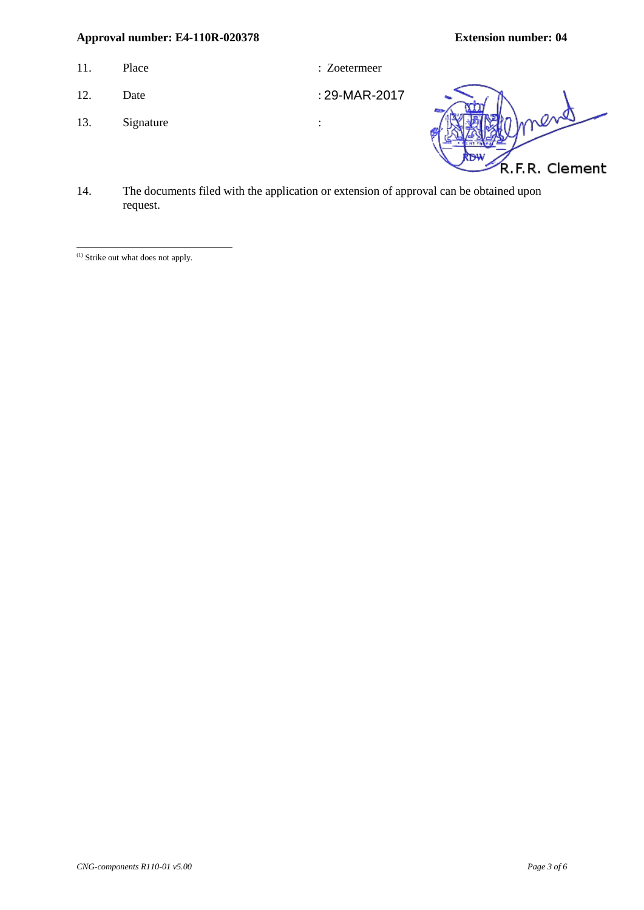| | | |
|---|---|---|
| 11. | Place | : Zoetermeer |
| 12. | Date | : 29-MAR-2017 |
| 13. | Signature | : R.F.R. Clement |

14. The documents filed with the application or extension of approval can be obtained upon request.

---

[1] Strike out what does not apply.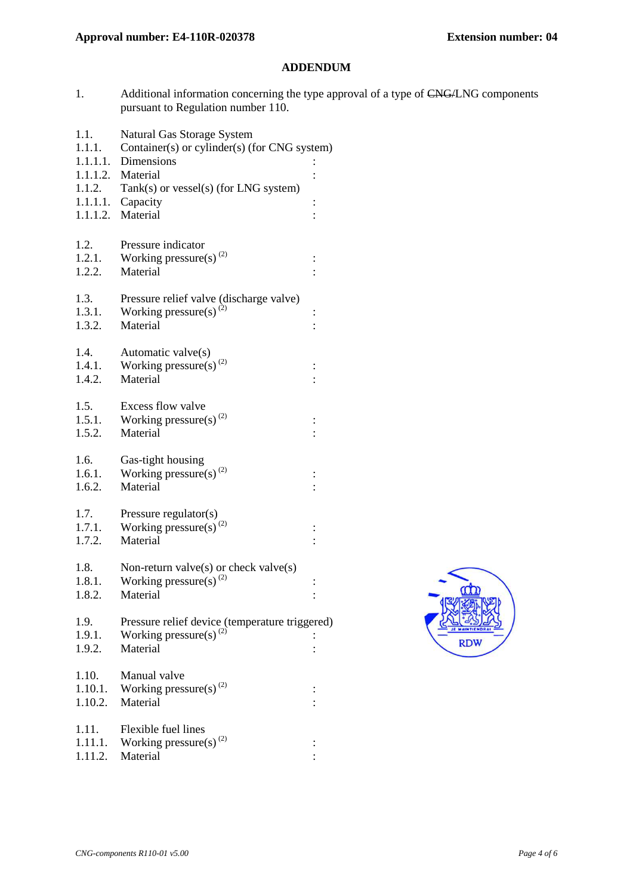# ADDENDUM

1. Additional information concerning the type approval of a type of ~~CNG/~~LNG components pursuant to Regulation number 110.

1.1. Natural Gas Storage System
1.1.1. Container(s) or cylinder(s) (for CNG system)
1.1.1.1. Dimensions :
1.1.1.2. Material :
1.1.2. Tank(s) or vessel(s) (for LNG system)
1.1.1.1. Capacity :
1.1.1.2. Material :

1.2. Pressure indicator
1.2.1. Working pressure(s) [(2)] :
1.2.2. Material :

1.3. Pressure relief valve (discharge valve)
1.3.1. Working pressure(s) [(2)] :
1.3.2. Material :

1.4. Automatic valve(s)
1.4.1. Working pressure(s) [(2)] :
1.4.2. Material :

1.5. Excess flow valve
1.5.1. Working pressure(s) [(2)] :
1.5.2. Material :

1.6. Gas-tight housing
1.6.1. Working pressure(s) [(2)] :
1.6.2. Material :

1.7. Pressure regulator(s)
1.7.1. Working pressure(s) [(2)] :
1.7.2. Material :

1.8. Non-return valve(s) or check valve(s)
1.8.1. Working pressure(s) [(2)] :
1.8.2. Material :

1.9. Pressure relief device (temperature triggered)
1.9.1. Working pressure(s) [(2)] :
1.9.2. Material :

1.10. Manual valve
1.10.1. Working pressure(s) [(2)] :
1.10.2. Material :

1.11. Flexible fuel lines
1.11.1. Working pressure(s) [(2)] :
1.11.2. Material :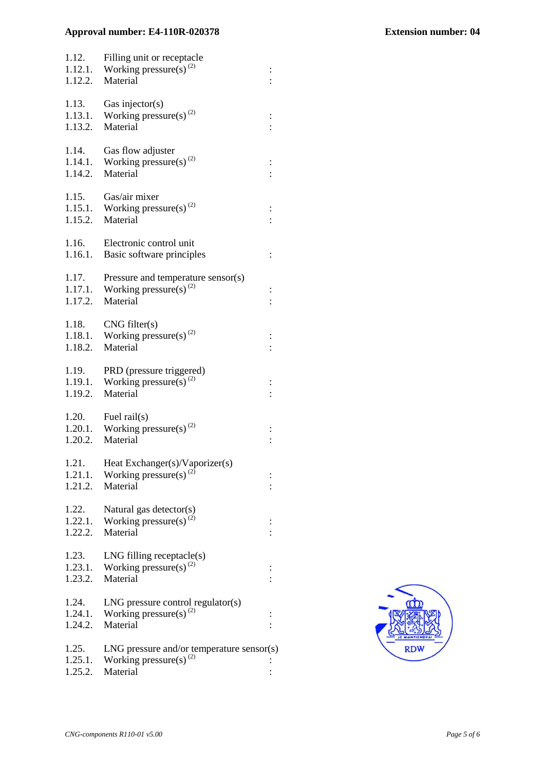| | | |
|---|---|---|
| 1.12. | Filling unit or receptacle | |
| 1.12.1. | Working pressure(s) (2) | : |
| 1.12.2. | Material | : |
| | | |
| 1.13. | Gas injector(s) | |
| 1.13.1. | Working pressure(s) (2) | : |
| 1.13.2. | Material | : |
| | | |
| 1.14. | Gas flow adjuster | |
| 1.14.1. | Working pressure(s) (2) | : |
| 1.14.2. | Material | : |
| | | |
| 1.15. | Gas/air mixer | |
| 1.15.1. | Working pressure(s) (2) | : |
| 1.15.2. | Material | : |
| | | |
| 1.16. | Electronic control unit | |
| 1.16.1. | Basic software principles | : |
| | | |
| 1.17. | Pressure and temperature sensor(s) | |
| 1.17.1. | Working pressure(s) (2) | : |
| 1.17.2. | Material | : |
| | | |
| 1.18. | CNG filter(s) | |
| 1.18.1. | Working pressure(s) (2) | : |
| 1.18.2. | Material | : |
| | | |
| 1.19. | PRD (pressure triggered) | |
| 1.19.1. | Working pressure(s) (2) | : |
| 1.19.2. | Material | : |
| | | |
| 1.20. | Fuel rail(s) | |
| 1.20.1. | Working pressure(s) (2) | : |
| 1.20.2. | Material | : |
| | | |
| 1.21. | Heat Exchanger(s)/Vaporizer(s) | |
| 1.21.1. | Working pressure(s) (2) | : |
| 1.21.2. | Material | : |
| | | |
| 1.22. | Natural gas detector(s) | |
| 1.22.1. | Working pressure(s) (2) | : |
| 1.22.2. | Material | : |
| | | |
| 1.23. | LNG filling receptacle(s) | |
| 1.23.1. | Working pressure(s) (2) | : |
| 1.23.2. | Material | : |
| | | |
| 1.24. | LNG pressure control regulator(s) | |
| 1.24.1. | Working pressure(s) (2) | : |
| 1.24.2. | Material | : |
| | | |
| 1.25. | LNG pressure and/or temperature sensor(s) | |
| 1.25.1. | Working pressure(s) (2) | : |
| 1.25.2. | Material | : |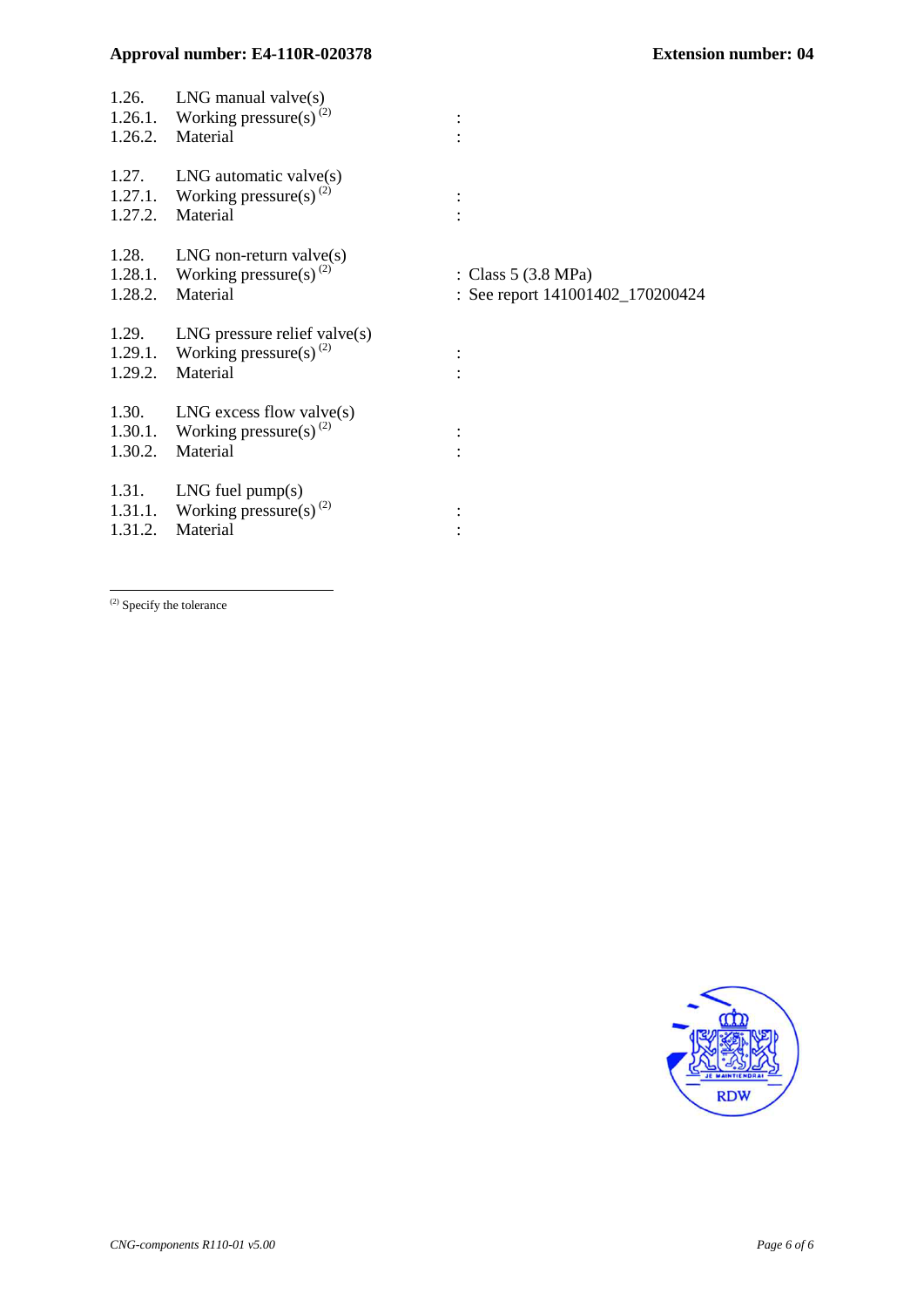| | | |
|---|---|---|
| 1.26. | LNG manual valve(s) | |
| 1.26.1. | Working pressure(s) [(2)] | : |
| 1.26.2. | Material | : |
| | | |
| 1.27. | LNG automatic valve(s) | |
| 1.27.1. | Working pressure(s) [(2)] | : |
| 1.27.2. | Material | : |
| | | |
| 1.28. | LNG non-return valve(s) | |
| 1.28.1. | Working pressure(s) [(2)] | : Class 5 (3.8 MPa) |
| 1.28.2. | Material | : See report 141001402_170200424 |
| | | |
| 1.29. | LNG pressure relief valve(s) | |
| 1.29.1. | Working pressure(s) [(2)] | : |
| 1.29.2. | Material | : |
| | | |
| 1.30. | LNG excess flow valve(s) | |
| 1.30.1. | Working pressure(s) [(2)] | : |
| 1.30.2. | Material | : |
| | | |
| 1.31. | LNG fuel pump(s) | |
| 1.31.1. | Working pressure(s) [(2)] | : |
| 1.31.2. | Material | : |

[(2)] Specify the tolerance